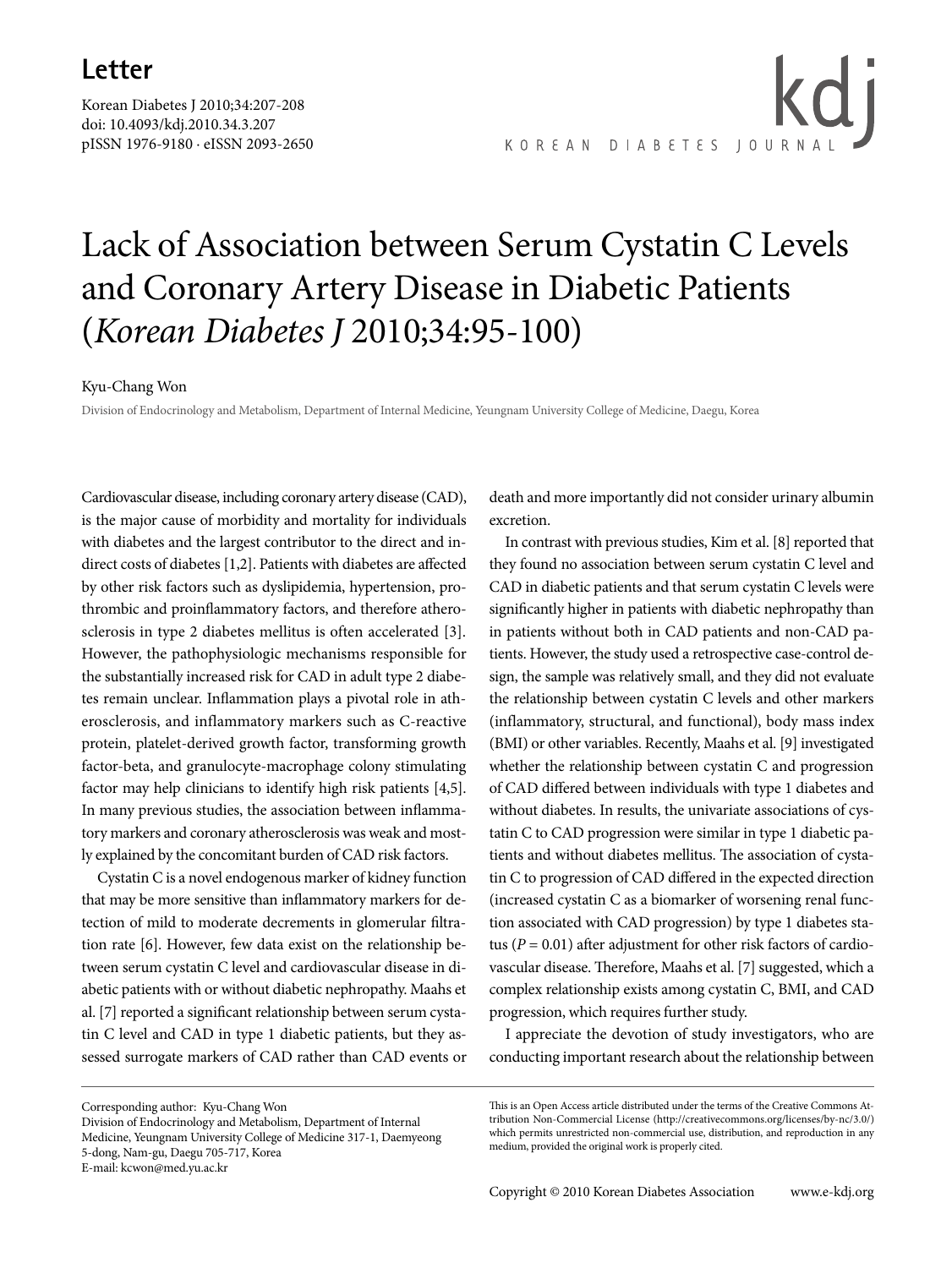Letter

Korean Diabetes J 2010;34:207-208
doi: 10.4093/kdj.2010.34.3.207
pISSN 1976-9180 · eISSN 2093-2650

# Lack of Association between Serum Cystatin C Levels and Coronary Artery Disease in Diabetic Patients (*Korean Diabetes J* 2010;34:95-100)

Kyu-Chang Won

Division of Endocrinology and Metabolism, Department of Internal Medicine, Yeungnam University College of Medicine, Daegu, Korea

Cardiovascular disease, including coronary artery disease (CAD), is the major cause of morbidity and mortality for individuals with diabetes and the largest contributor to the direct and indirect costs of diabetes [1,2]. Patients with diabetes are affected by other risk factors such as dyslipidemia, hypertension, prothrombic and proinflammatory factors, and therefore atherosclerosis in type 2 diabetes mellitus is often accelerated [3]. However, the pathophysiologic mechanisms responsible for the substantially increased risk for CAD in adult type 2 diabetes remain unclear. Inflammation plays a pivotal role in atherosclerosis, and inflammatory markers such as C-reactive protein, platelet-derived growth factor, transforming growth factor-beta, and granulocyte-macrophage colony stimulating factor may help clinicians to identify high risk patients [4,5]. In many previous studies, the association between inflammatory markers and coronary atherosclerosis was weak and mostly explained by the concomitant burden of CAD risk factors.

Cystatin C is a novel endogenous marker of kidney function that may be more sensitive than inflammatory markers for detection of mild to moderate decrements in glomerular filtration rate [6]. However, few data exist on the relationship between serum cystatin C level and cardiovascular disease in diabetic patients with or without diabetic nephropathy. Maahs et al. [7] reported a significant relationship between serum cystatin C level and CAD in type 1 diabetic patients, but they assessed surrogate markers of CAD rather than CAD events or death and more importantly did not consider urinary albumin excretion.

In contrast with previous studies, Kim et al. [8] reported that they found no association between serum cystatin C level and CAD in diabetic patients and that serum cystatin C levels were significantly higher in patients with diabetic nephropathy than in patients without both in CAD patients and non-CAD patients. However, the study used a retrospective case-control design, the sample was relatively small, and they did not evaluate the relationship between cystatin C levels and other markers (inflammatory, structural, and functional), body mass index (BMI) or other variables. Recently, Maahs et al. [9] investigated whether the relationship between cystatin C and progression of CAD differed between individuals with type 1 diabetes and without diabetes. In results, the univariate associations of cystatin C to CAD progression were similar in type 1 diabetic patients and without diabetes mellitus. The association of cystatin C to progression of CAD differed in the expected direction (increased cystatin C as a biomarker of worsening renal function associated with CAD progression) by type 1 diabetes status ($P = 0.01$) after adjustment for other risk factors of cardiovascular disease. Therefore, Maahs et al. [7] suggested, which a complex relationship exists among cystatin C, BMI, and CAD progression, which requires further study.

I appreciate the devotion of study investigators, who are conducting important research about the relationship between

Corresponding author: Kyu-Chang Won
Division of Endocrinology and Metabolism, Department of Internal Medicine, Yeungnam University College of Medicine 317-1, Daemyeong 5-dong, Nam-gu, Daegu 705-717, Korea
E-mail: kcwon@med.yu.ac.kr

This is an Open Access article distributed under the terms of the Creative Commons Attribution Non-Commercial License (http://creativecommons.org/licenses/by-nc/3.0/) which permits unrestricted non-commercial use, distribution, and reproduction in any medium, provided the original work is properly cited.

Copyright © 2010 Korean Diabetes Association www.e-kdj.org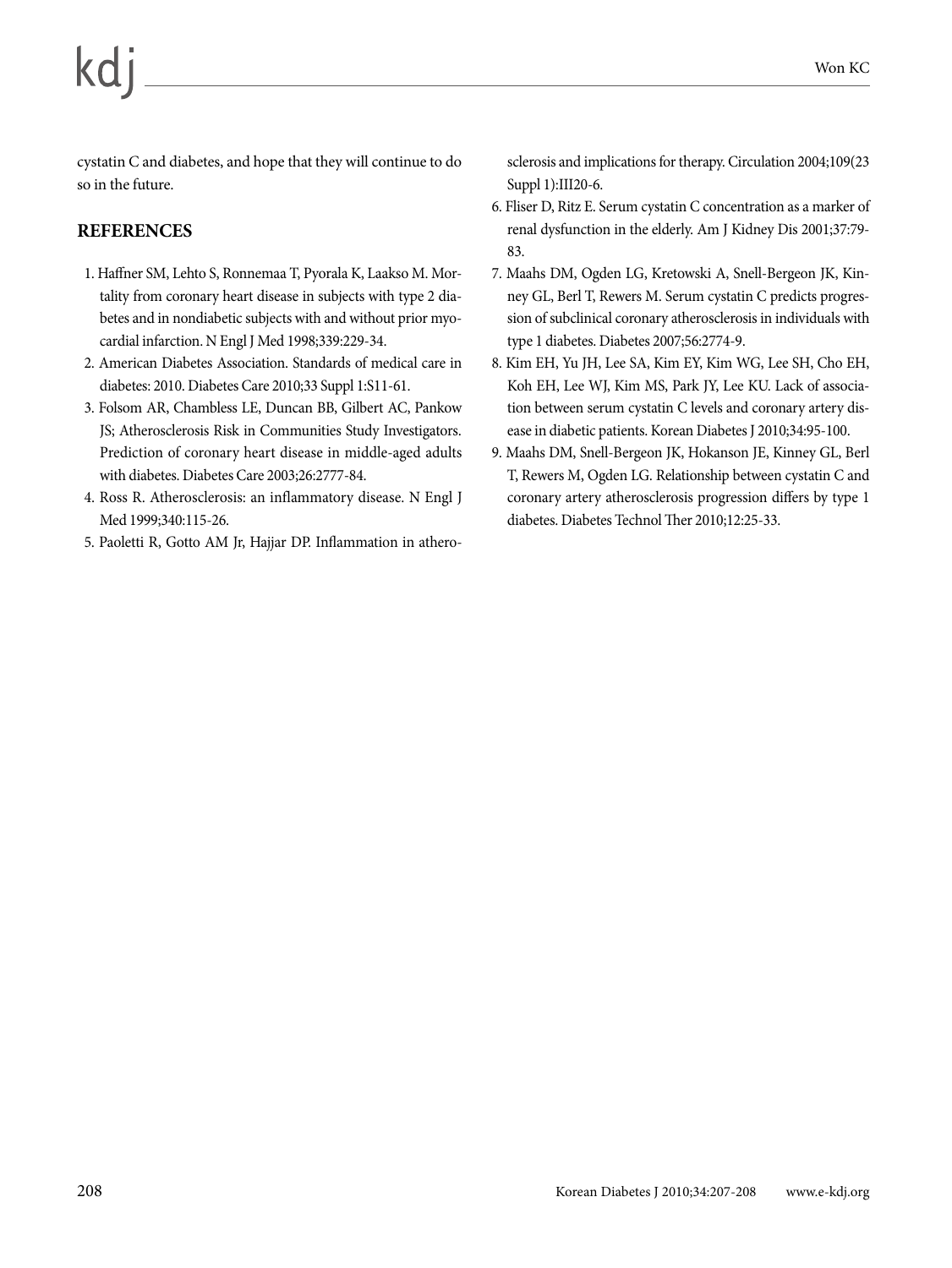cystatin C and diabetes, and hope that they will continue to do so in the future.

## REFERENCES

1. Haffner SM, Lehto S, Ronnemaa T, Pyorala K, Laakso M. Mortality from coronary heart disease in subjects with type 2 diabetes and in nondiabetic subjects with and without prior myocardial infarction. N Engl J Med 1998;339:229-34.
2. American Diabetes Association. Standards of medical care in diabetes: 2010. Diabetes Care 2010;33 Suppl 1:S11-61.
3. Folsom AR, Chambless LE, Duncan BB, Gilbert AC, Pankow JS; Atherosclerosis Risk in Communities Study Investigators. Prediction of coronary heart disease in middle-aged adults with diabetes. Diabetes Care 2003;26:2777-84.
4. Ross R. Atherosclerosis: an inflammatory disease. N Engl J Med 1999;340:115-26.
5. Paoletti R, Gotto AM Jr, Hajjar DP. Inflammation in atherosclerosis and implications for therapy. Circulation 2004;109(23 Suppl 1):III20-6.
6. Fliser D, Ritz E. Serum cystatin C concentration as a marker of renal dysfunction in the elderly. Am J Kidney Dis 2001;37:79-83.
7. Maahs DM, Ogden LG, Kretowski A, Snell-Bergeon JK, Kinney GL, Berl T, Rewers M. Serum cystatin C predicts progression of subclinical coronary atherosclerosis in individuals with type 1 diabetes. Diabetes 2007;56:2774-9.
8. Kim EH, Yu JH, Lee SA, Kim EY, Kim WG, Lee SH, Cho EH, Koh EH, Lee WJ, Kim MS, Park JY, Lee KU. Lack of association between serum cystatin C levels and coronary artery disease in diabetic patients. Korean Diabetes J 2010;34:95-100.
9. Maahs DM, Snell-Bergeon JK, Hokanson JE, Kinney GL, Berl T, Rewers M, Ogden LG. Relationship between cystatin C and coronary artery atherosclerosis progression differs by type 1 diabetes. Diabetes Technol Ther 2010;12:25-33.